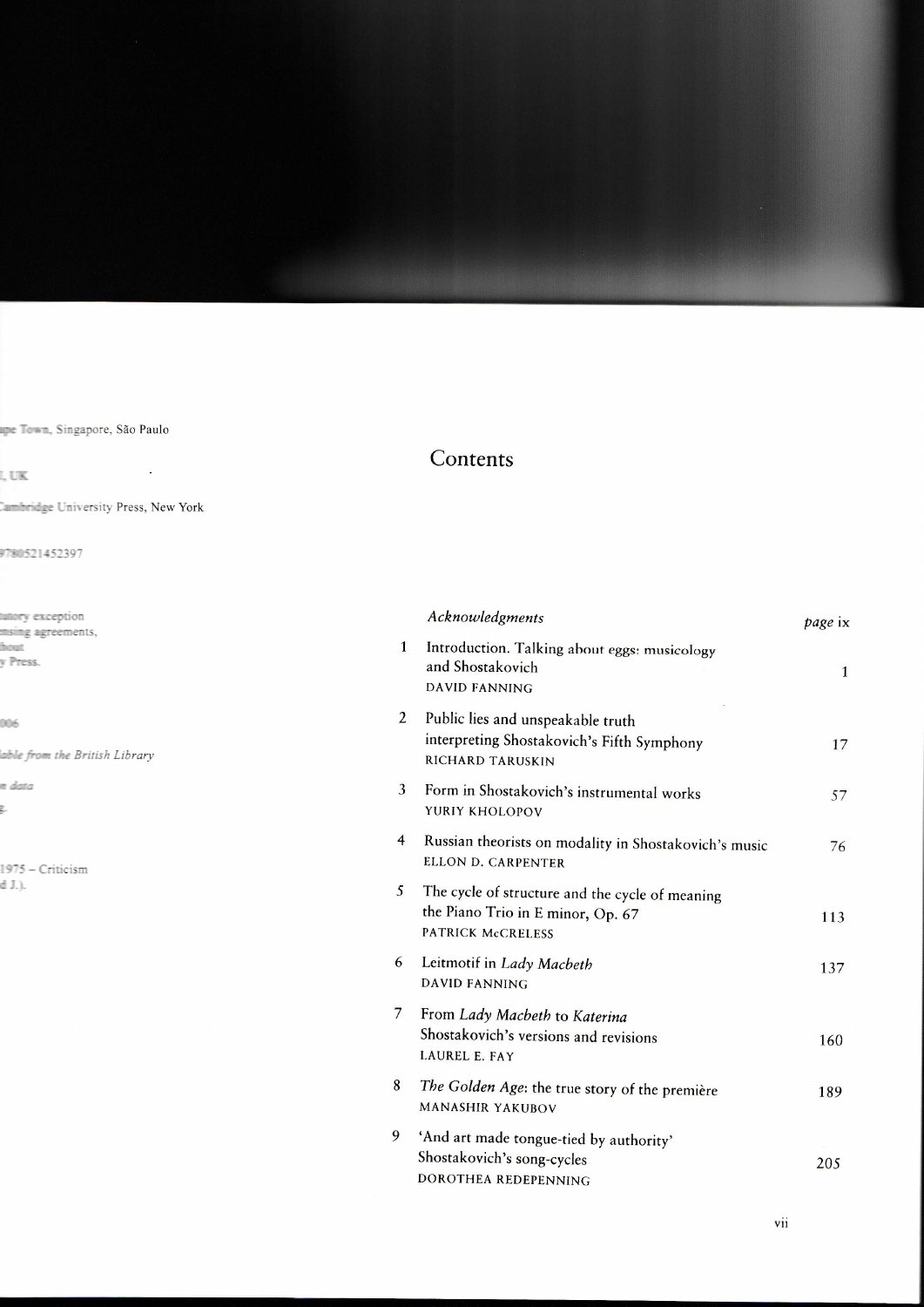# Contents

| | | |
|---|---|---|
| | *Acknowledgments* | *page* ix |
| 1 | Introduction. Talking about eggs: musicology and Shostakovich<br>DAVID FANNING | 1 |
| 2 | Public lies and unspeakable truth interpreting Shostakovich's Fifth Symphony<br>RICHARD TARUSKIN | 17 |
| 3 | Form in Shostakovich's instrumental works<br>YURIY KHOLOPOV | 57 |
| 4 | Russian theorists on modality in Shostakovich's music<br>ELLON D. CARPENTER | 76 |
| 5 | The cycle of structure and the cycle of meaning the Piano Trio in E minor, Op. 67<br>PATRICK McCRELESS | 113 |
| 6 | Leitmotif in *Lady Macbeth*<br>DAVID FANNING | 137 |
| 7 | From *Lady Macbeth* to *Katerina* Shostakovich's versions and revisions<br>LAUREL E. FAY | 160 |
| 8 | *The Golden Age*: the true story of the première<br>MANASHIR YAKUBOV | 189 |
| 9 | 'And art made tongue-tied by authority' Shostakovich's song-cycles<br>DOROTHEA REDEPENNING | 205 |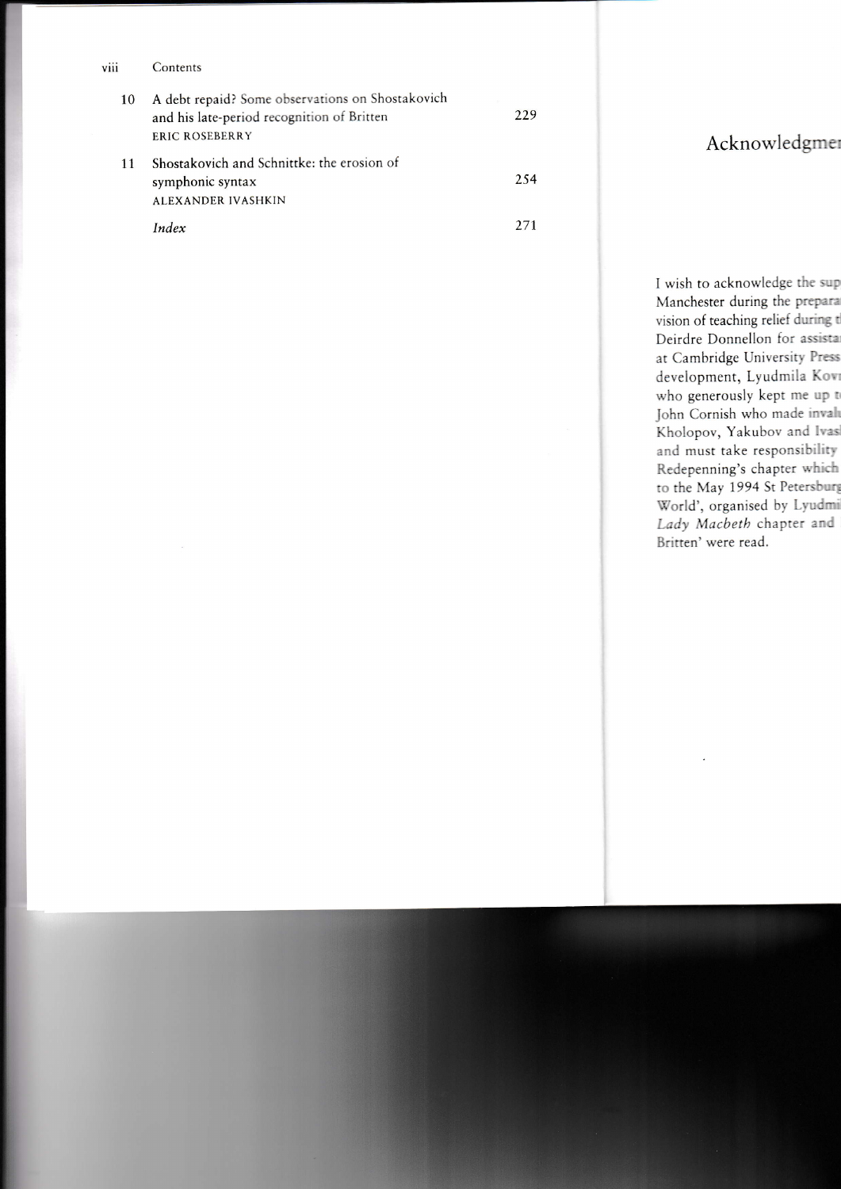10 A debt repaid? Some observations on Shostakovich and his late-period recognition of Britten 229
ERIC ROSEBERRY

11 Shostakovich and Schnittke: the erosion of symphonic syntax 254
ALEXANDER IVASHKIN

*Index* 271

# Acknowledgmen

I wish to acknowledge the sup
Manchester during the prepara
vision of teaching relief during t
Deirdre Donnellon for assista
at Cambridge University Press
development, Lyudmila Kov
who generously kept me up t
John Cornish who made inval
Kholopov, Yakubov and Ivas
and must take responsibility
Redepenning's chapter which
to the May 1994 St Petersburg
World', organised by Lyudmi
*Lady Macbeth* chapter and
Britten' were read.